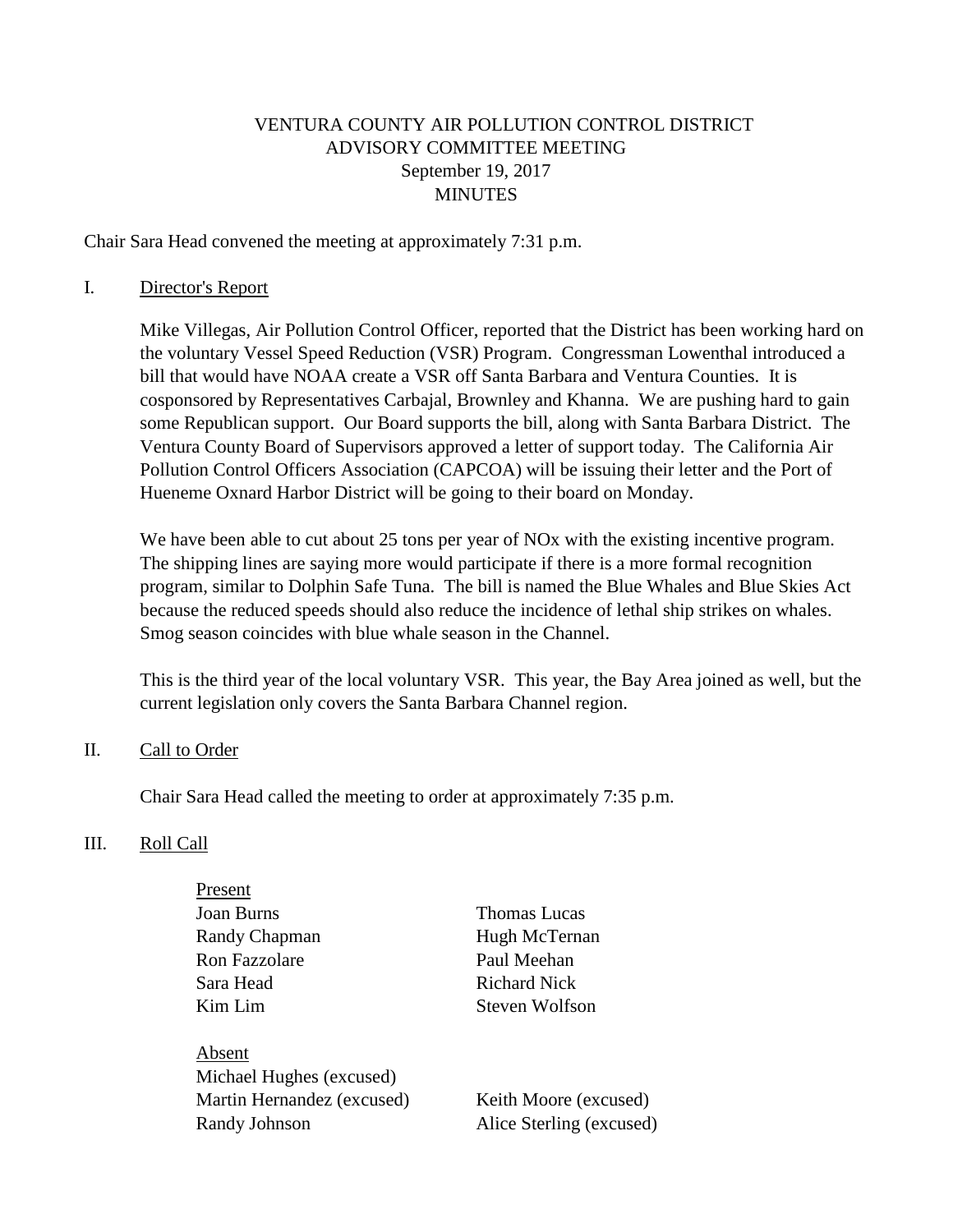# VENTURA COUNTY AIR POLLUTION CONTROL DISTRICT
## ADVISORY COMMITTEE MEETING
### September 19, 2017
### MINUTES

Chair Sara Head convened the meeting at approximately 7:31 p.m.

I. Director's Report

Mike Villegas, Air Pollution Control Officer, reported that the District has been working hard on the voluntary Vessel Speed Reduction (VSR) Program. Congressman Lowenthal introduced a bill that would have NOAA create a VSR off Santa Barbara and Ventura Counties. It is cosponsored by Representatives Carbajal, Brownley and Khanna. We are pushing hard to gain some Republican support. Our Board supports the bill, along with Santa Barbara District. The Ventura County Board of Supervisors approved a letter of support today. The California Air Pollution Control Officers Association (CAPCOA) will be issuing their letter and the Port of Hueneme Oxnard Harbor District will be going to their board on Monday.

We have been able to cut about 25 tons per year of NOx with the existing incentive program. The shipping lines are saying more would participate if there is a more formal recognition program, similar to Dolphin Safe Tuna. The bill is named the Blue Whales and Blue Skies Act because the reduced speeds should also reduce the incidence of lethal ship strikes on whales. Smog season coincides with blue whale season in the Channel.

This is the third year of the local voluntary VSR. This year, the Bay Area joined as well, but the current legislation only covers the Santa Barbara Channel region.

II. Call to Order

Chair Sara Head called the meeting to order at approximately 7:35 p.m.

III. Roll Call

Present

- Joan Burns
- Randy Chapman
- Ron Fazzolare
- Sara Head
- Kim Lim
- Thomas Lucas
- Hugh McTernan
- Paul Meehan
- Richard Nick
- Steven Wolfson

Absent

- Michael Hughes (excused)
- Martin Hernandez (excused)
- Randy Johnson
- Keith Moore (excused)
- Alice Sterling (excused)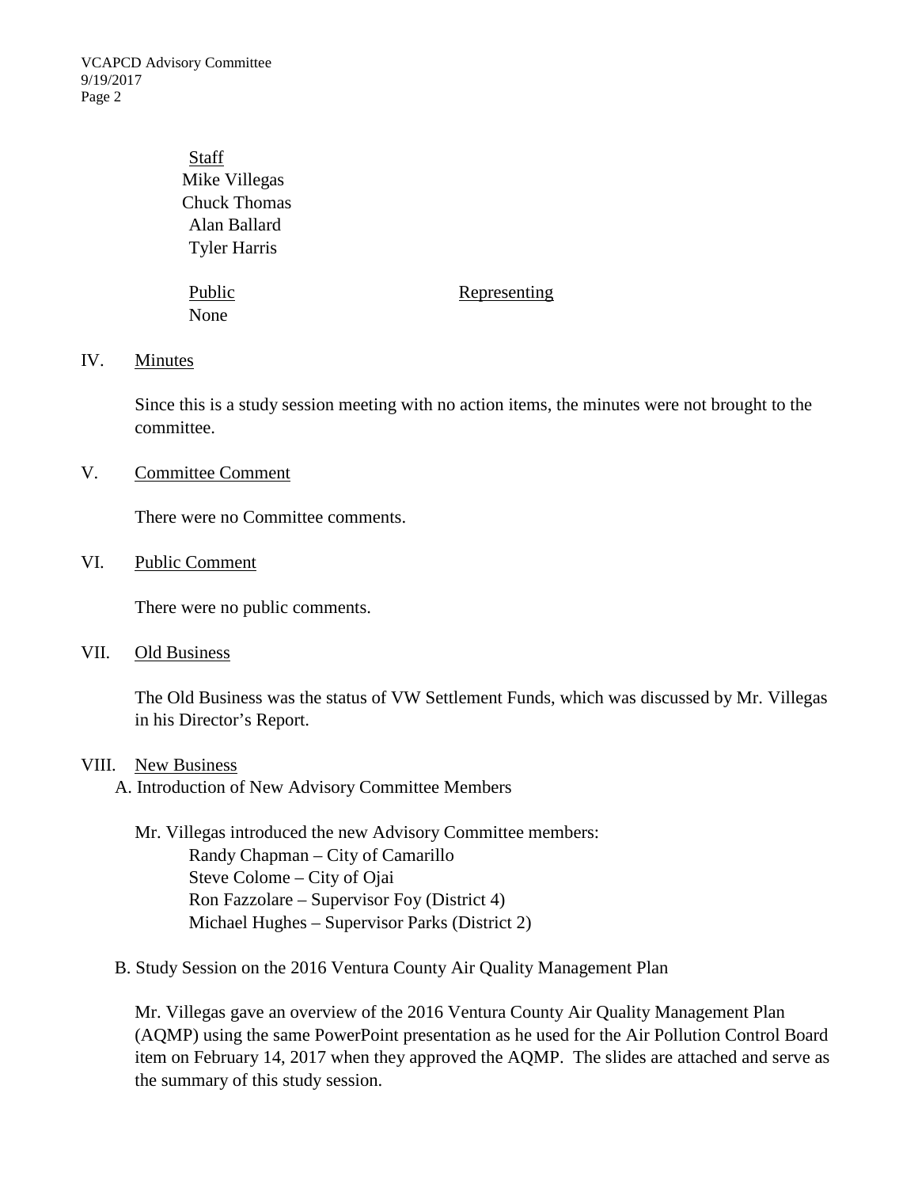Staff

Mike Villegas
Chuck Thomas
Alan Ballard
Tyler Harris

| Public | Representing |
|---|---|
| None | |

## IV. Minutes

Since this is a study session meeting with no action items, the minutes were not brought to the committee.

## V. Committee Comment

There were no Committee comments.

## VI. Public Comment

There were no public comments.

## VII. Old Business

The Old Business was the status of VW Settlement Funds, which was discussed by Mr. Villegas in his Director's Report.

## VIII. New Business

A. Introduction of New Advisory Committee Members

Mr. Villegas introduced the new Advisory Committee members:

- Randy Chapman – City of Camarillo
- Steve Colome – City of Ojai
- Ron Fazzolare – Supervisor Foy (District 4)
- Michael Hughes – Supervisor Parks (District 2)

B. Study Session on the 2016 Ventura County Air Quality Management Plan

Mr. Villegas gave an overview of the 2016 Ventura County Air Quality Management Plan (AQMP) using the same PowerPoint presentation as he used for the Air Pollution Control Board item on February 14, 2017 when they approved the AQMP. The slides are attached and serve as the summary of this study session.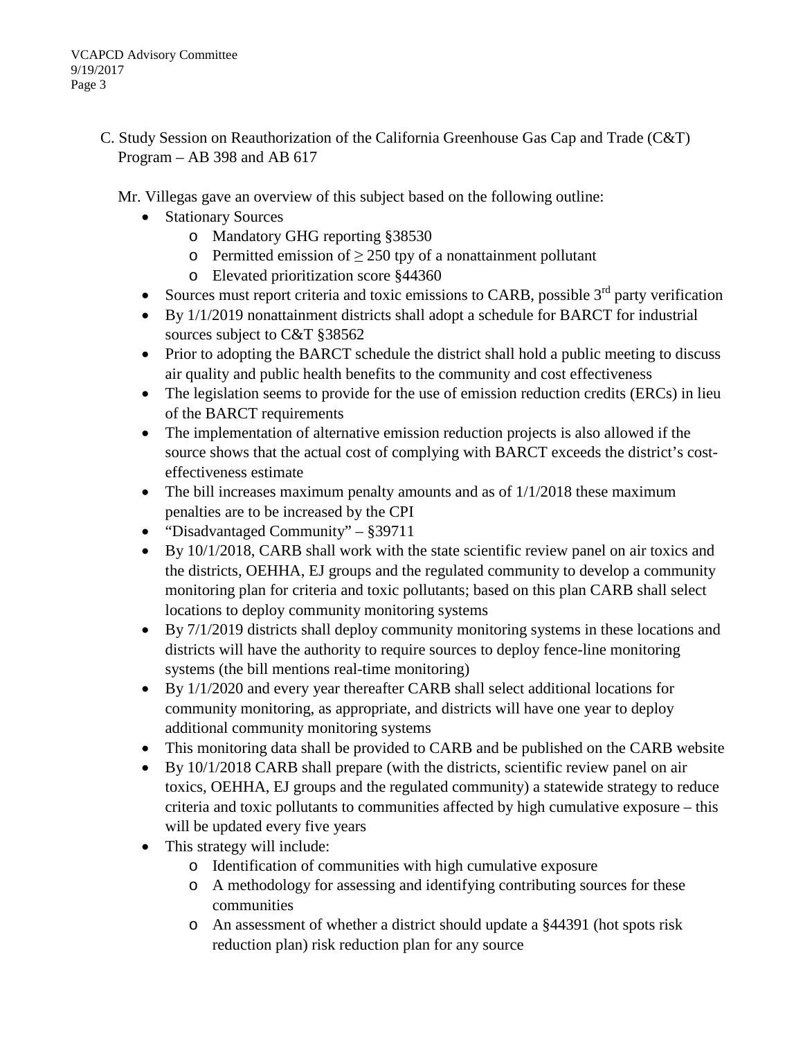C. Study Session on Reauthorization of the California Greenhouse Gas Cap and Trade (C&T) Program – AB 398 and AB 617

Mr. Villegas gave an overview of this subject based on the following outline:

- Stationary Sources
  - Mandatory GHG reporting §38530
  - Permitted emission of ≥ 250 tpy of a nonattainment pollutant
  - Elevated prioritization score §44360
- Sources must report criteria and toxic emissions to CARB, possible 3rd party verification
- By 1/1/2019 nonattainment districts shall adopt a schedule for BARCT for industrial sources subject to C&T §38562
- Prior to adopting the BARCT schedule the district shall hold a public meeting to discuss air quality and public health benefits to the community and cost effectiveness
- The legislation seems to provide for the use of emission reduction credits (ERCs) in lieu of the BARCT requirements
- The implementation of alternative emission reduction projects is also allowed if the source shows that the actual cost of complying with BARCT exceeds the district's cost-effectiveness estimate
- The bill increases maximum penalty amounts and as of 1/1/2018 these maximum penalties are to be increased by the CPI
- "Disadvantaged Community" – §39711
- By 10/1/2018, CARB shall work with the state scientific review panel on air toxics and the districts, OEHHA, EJ groups and the regulated community to develop a community monitoring plan for criteria and toxic pollutants; based on this plan CARB shall select locations to deploy community monitoring systems
- By 7/1/2019 districts shall deploy community monitoring systems in these locations and districts will have the authority to require sources to deploy fence-line monitoring systems (the bill mentions real-time monitoring)
- By 1/1/2020 and every year thereafter CARB shall select additional locations for community monitoring, as appropriate, and districts will have one year to deploy additional community monitoring systems
- This monitoring data shall be provided to CARB and be published on the CARB website
- By 10/1/2018 CARB shall prepare (with the districts, scientific review panel on air toxics, OEHHA, EJ groups and the regulated community) a statewide strategy to reduce criteria and toxic pollutants to communities affected by high cumulative exposure – this will be updated every five years
- This strategy will include:
  - Identification of communities with high cumulative exposure
  - A methodology for assessing and identifying contributing sources for these communities
  - An assessment of whether a district should update a §44391 (hot spots risk reduction plan) risk reduction plan for any source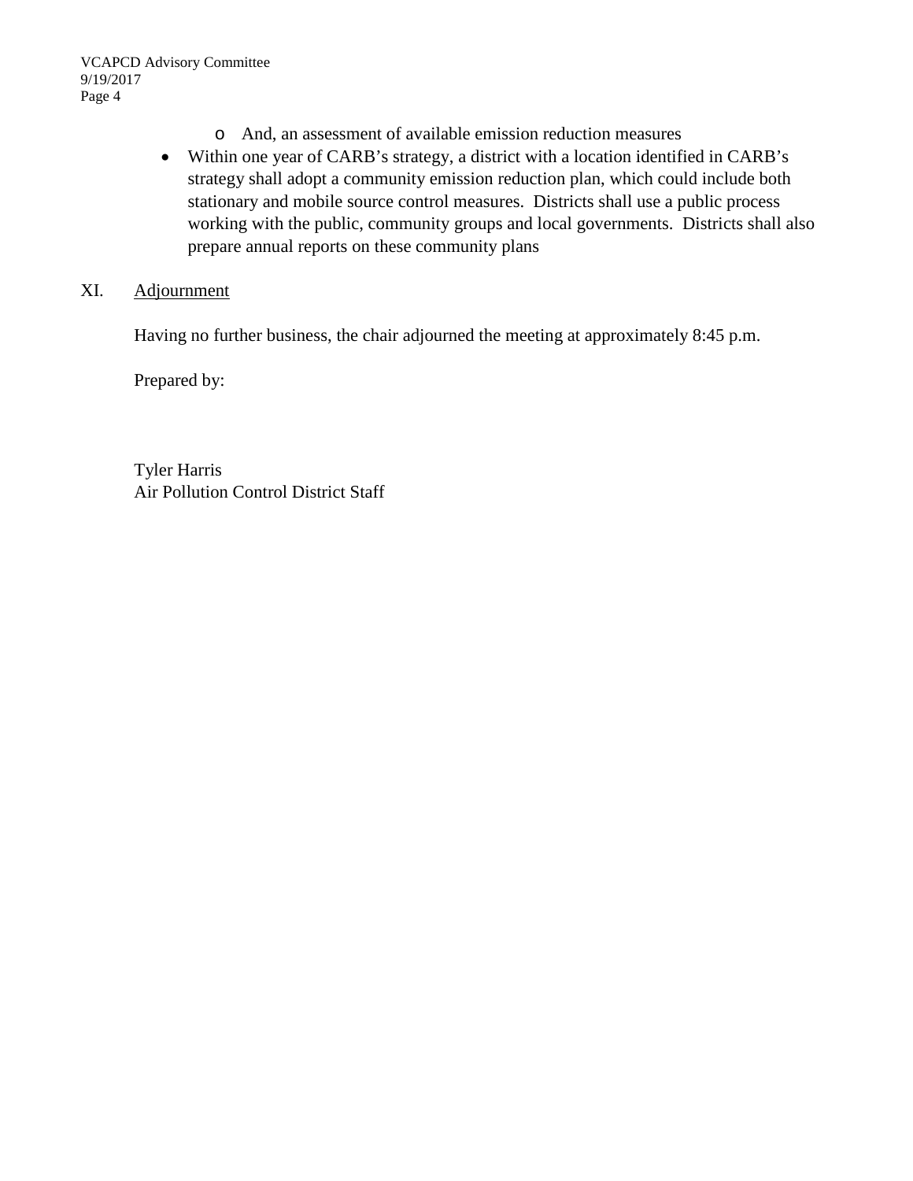- And, an assessment of available emission reduction measures
- Within one year of CARB's strategy, a district with a location identified in CARB's strategy shall adopt a community emission reduction plan, which could include both stationary and mobile source control measures. Districts shall use a public process working with the public, community groups and local governments. Districts shall also prepare annual reports on these community plans

XI. Adjournment

Having no further business, the chair adjourned the meeting at approximately 8:45 p.m.

Prepared by:

Tyler Harris
Air Pollution Control District Staff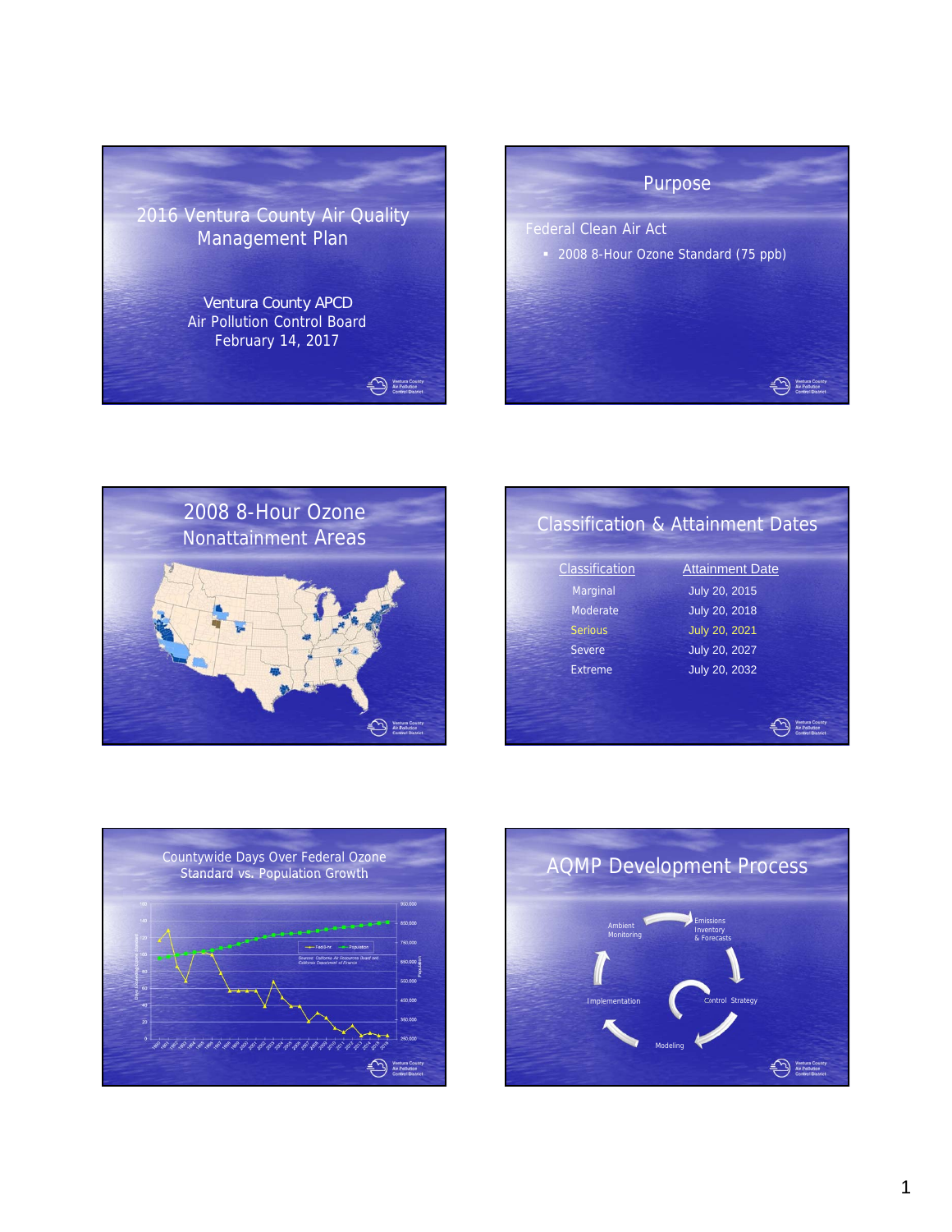## 2016 Ventura County Air Quality Management Plan

Ventura County APCD
Air Pollution Control Board
February 14, 2017

## Purpose

Federal Clean Air Act

- 2008 8-Hour Ozone Standard (75 ppb)

## 2008 8-Hour Ozone Nonattainment Areas

## Classification & Attainment Dates

| Classification | Attainment Date |
|---|---|
| Marginal | July 20, 2015 |
| Moderate | July 20, 2018 |
| Serious | July 20, 2021 |
| Severe | July 20, 2027 |
| Extreme | July 20, 2032 |

## Countywide Days Over Federal Ozone Standard vs. Population Growth

## AQMP Development Process

Ambient Monitoring → Emissions Inventory & Forecasts → Control Strategy → Modeling → Implementation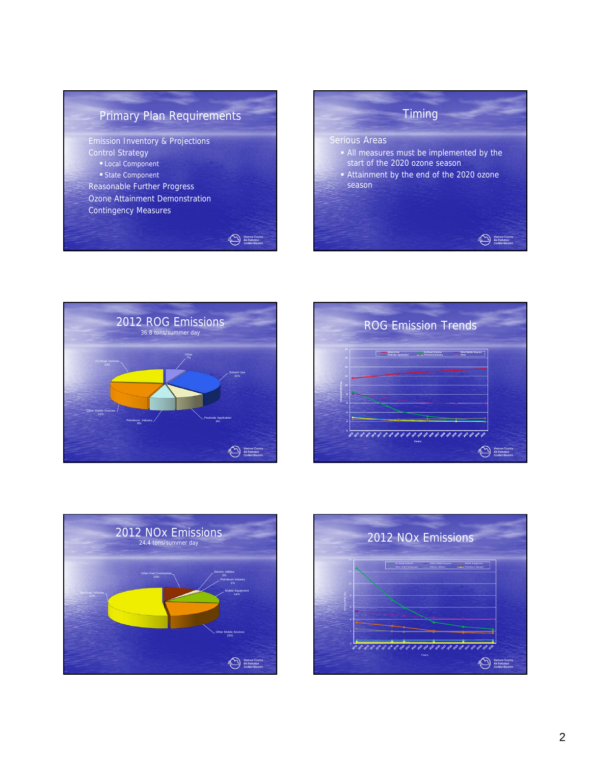## Primary Plan Requirements

- Emission Inventory & Projections
- Control Strategy
  - Local Component
  - State Component
- Reasonable Further Progress
- Ozone Attainment Demonstration
- Contingency Measures

Ventura County Air Pollution Control District

## Timing

Serious Areas

- All measures must be implemented by the start of the 2020 ozone season
- Attainment by the end of the 2020 ozone season

Ventura County Air Pollution Control District

## 2012 ROG Emissions

36.8 tons/summer day

On-Road Vehicles 23%

Other 7%

Solvent Use 31%

Other Mobile Sources 22%

Petroleum Industry 8%

Pesticide Application 9%

Ventura County Air Pollution Control District

## ROG Emission Trends

Solvent Use, On-Road Vehicles, Other Mobile Sources, Pesticide Application, Petroleum Industry, Other

Years

Ventura County Air Pollution Control District

## 2012 NOx Emissions

24.4 tons/summer day

Other Fuel Combustion 10%

Electric Utilities 2%

Petroleum Industry 1%

On-Road Vehicles 51%

Mobile Equipment 14%

Other Mobile Sources 22%

Ventura County Air Pollution Control District

## 2012 NOx Emissions

On-Road Vehicles, Other Mobile Sources, Mobile Equipment, Other Fuel Combustion, Electric Utilities, Petroleum Industry

Years

Ventura County Air Pollution Control District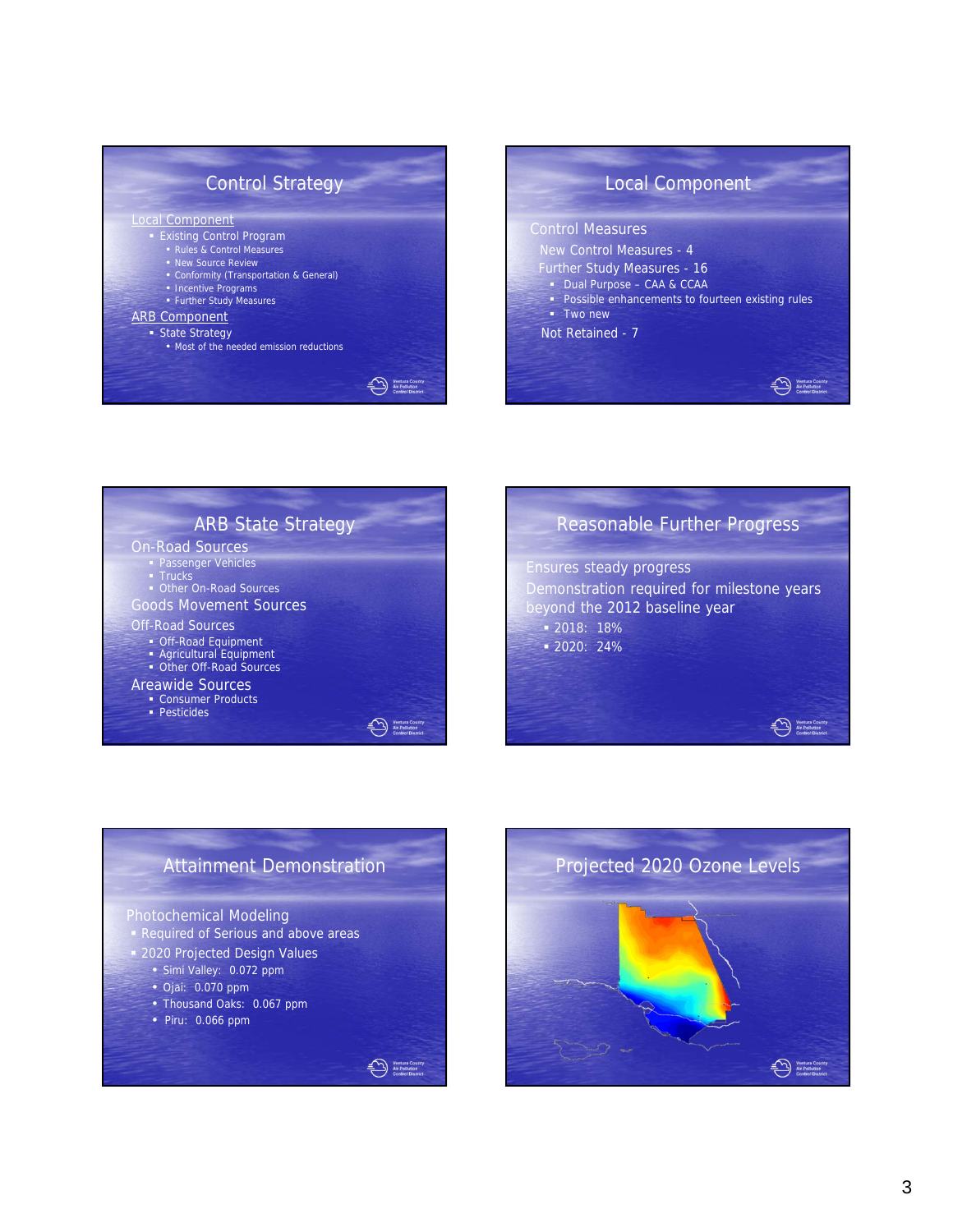## Control Strategy

Local Component

- Existing Control Program
  - Rules & Control Measures
  - New Source Review
  - Conformity (Transportation & General)
  - Incentive Programs
  - Further Study Measures

ARB Component

- State Strategy
  - Most of the needed emission reductions

## Local Component

Control Measures

New Control Measures - 4

Further Study Measures - 16

- Dual Purpose – CAA & CCAA
- Possible enhancements to fourteen existing rules
- Two new

Not Retained - 7

## ARB State Strategy

On-Road Sources

- Passenger Vehicles
- Trucks
- Other On-Road Sources

Goods Movement Sources

Off-Road Sources

- Off-Road Equipment
- Agricultural Equipment
- Other Off-Road Sources

Areawide Sources

- Consumer Products
- Pesticides

## Reasonable Further Progress

Ensures steady progress

Demonstration required for milestone years beyond the 2012 baseline year

- 2018: 18%
- 2020: 24%

## Attainment Demonstration

Photochemical Modeling

- Required of Serious and above areas
- 2020 Projected Design Values
  - Simi Valley: 0.072 ppm
  - Ojai: 0.070 ppm
  - Thousand Oaks: 0.067 ppm
  - Piru: 0.066 ppm

## Projected 2020 Ozone Levels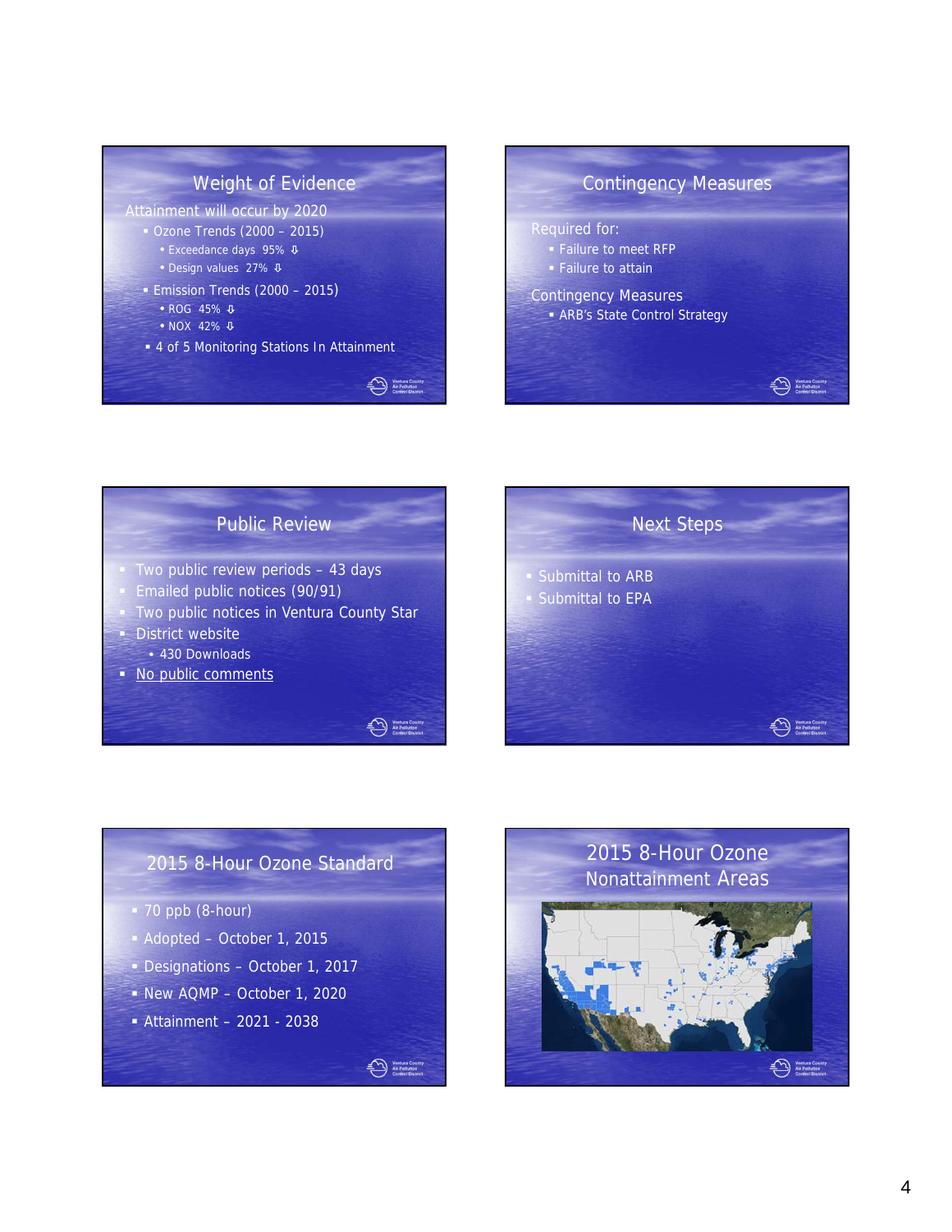## Weight of Evidence

Attainment will occur by 2020

- Ozone Trends (2000 – 2015)
  - Exceedance days 95% ⇩
  - Design values 27% ⇩
- Emission Trends (2000 – 2015)
  - ROG 45% ⇩
  - NOX 42% ⇩
- 4 of 5 Monitoring Stations In Attainment

## Contingency Measures

Required for:

- Failure to meet RFP
- Failure to attain

Contingency Measures

- ARB's State Control Strategy

## Public Review

- Two public review periods – 43 days
- Emailed public notices (90/91)
- Two public notices in Ventura County Star
- District website
  - 430 Downloads
- No public comments

## Next Steps

- Submittal to ARB
- Submittal to EPA

## 2015 8-Hour Ozone Standard

- 70 ppb (8-hour)
- Adopted – October 1, 2015
- Designations – October 1, 2017
- New AQMP – October 1, 2020
- Attainment – 2021 - 2038

## 2015 8-Hour Ozone Nonattainment Areas